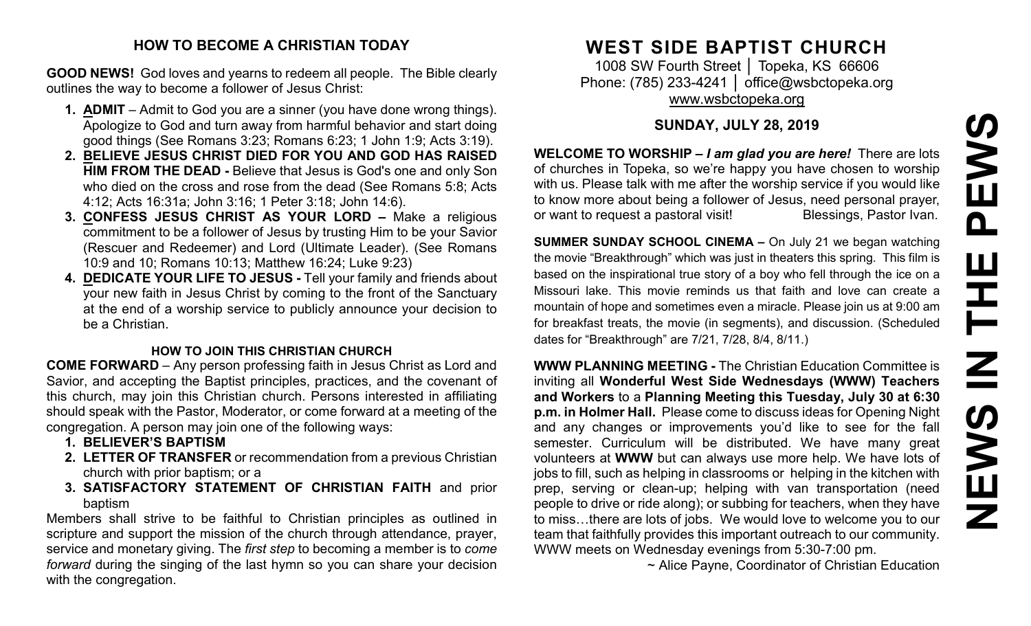## HOW TO BECOME A CHRISTIAN TODAY

**GOOD NEWS!** God loves and yearns to redeem all people. The Bible clearly outlines the way to become a follower of Jesus Christ:

1. **ADMIT** – Admit to God you are a sinner (you have done wrong things). Apologize to God and turn away from harmful behavior and start doing good things (See Romans 3:23; Romans 6:23; 1 John 1:9; Acts 3:19).
2. **BELIEVE JESUS CHRIST DIED FOR YOU AND GOD HAS RAISED HIM FROM THE DEAD -** Believe that Jesus is God's one and only Son who died on the cross and rose from the dead (See Romans 5:8; Acts 4:12; Acts 16:31a; John 3:16; 1 Peter 3:18; John 14:6).
3. **CONFESS JESUS CHRIST AS YOUR LORD –** Make a religious commitment to be a follower of Jesus by trusting Him to be your Savior (Rescuer and Redeemer) and Lord (Ultimate Leader). (See Romans 10:9 and 10; Romans 10:13; Matthew 16:24; Luke 9:23)
4. **DEDICATE YOUR LIFE TO JESUS -** Tell your family and friends about your new faith in Jesus Christ by coming to the front of the Sanctuary at the end of a worship service to publicly announce your decision to be a Christian.

### HOW TO JOIN THIS CHRISTIAN CHURCH

**COME FORWARD** – Any person professing faith in Jesus Christ as Lord and Savior, and accepting the Baptist principles, practices, and the covenant of this church, may join this Christian church. Persons interested in affiliating should speak with the Pastor, Moderator, or come forward at a meeting of the congregation. A person may join one of the following ways:

1. **BELIEVER'S BAPTISM**
2. **LETTER OF TRANSFER** or recommendation from a previous Christian church with prior baptism; or a
3. **SATISFACTORY STATEMENT OF CHRISTIAN FAITH** and prior baptism

Members shall strive to be faithful to Christian principles as outlined in scripture and support the mission of the church through attendance, prayer, service and monetary giving. The *first step* to becoming a member is to *come forward* during the singing of the last hymn so you can share your decision with the congregation.

# WEST SIDE BAPTIST CHURCH

1008 SW Fourth Street │ Topeka, KS 66606
Phone: (785) 233-4241 │ office@wsbctopeka.org
www.wsbctopeka.org

## SUNDAY, JULY 28, 2019

**WELCOME TO WORSHIP –** ***I am glad you are here!*** There are lots of churches in Topeka, so we're happy you have chosen to worship with us. Please talk with me after the worship service if you would like to know more about being a follower of Jesus, need personal prayer, or want to request a pastoral visit! Blessings, Pastor Ivan.

**SUMMER SUNDAY SCHOOL CINEMA –** On July 21 we began watching the movie "Breakthrough" which was just in theaters this spring. This film is based on the inspirational true story of a boy who fell through the ice on a Missouri lake. This movie reminds us that faith and love can create a mountain of hope and sometimes even a miracle. Please join us at 9:00 am for breakfast treats, the movie (in segments), and discussion. (Scheduled dates for "Breakthrough" are 7/21, 7/28, 8/4, 8/11.)

**WWW PLANNING MEETING -** The Christian Education Committee is inviting all **Wonderful West Side Wednesdays (WWW) Teachers and Workers** to a **Planning Meeting this Tuesday, July 30 at 6:30 p.m. in Holmer Hall.** Please come to discuss ideas for Opening Night and any changes or improvements you'd like to see for the fall semester. Curriculum will be distributed. We have many great volunteers at **WWW** but can always use more help. We have lots of jobs to fill, such as helping in classrooms or helping in the kitchen with prep, serving or clean-up; helping with van transportation (need people to drive or ride along); or subbing for teachers, when they have to miss…there are lots of jobs. We would love to welcome you to our team that faithfully provides this important outreach to our community. WWW meets on Wednesday evenings from 5:30-7:00 pm.

~ Alice Payne, Coordinator of Christian Education

# NEWS IN THE PEWS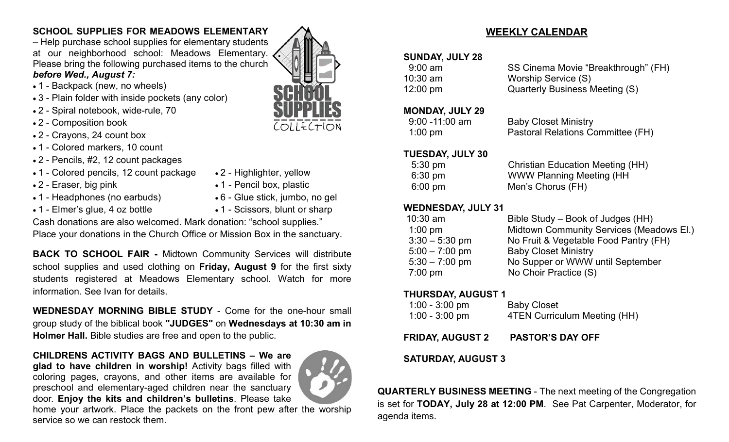**SCHOOL SUPPLIES FOR MEADOWS ELEMENTARY** – Help purchase school supplies for elementary students at our neighborhood school: Meadows Elementary. Please bring the following purchased items to the church ***before Wed., August 7:***

- 1 - Backpack (new, no wheels)
- 3 - Plain folder with inside pockets (any color)
- 2 - Spiral notebook, wide-rule, 70
- 2 - Composition book
- 2 - Crayons, 24 count box
- 1 - Colored markers, 10 count
- 2 - Pencils, #2, 12 count packages
- 1 - Colored pencils, 12 count package
- 2 - Eraser, big pink
- 1 - Headphones (no earbuds)
- 1 - Elmer's glue, 4 oz bottle
- 2 - Highlighter, yellow
- 1 - Pencil box, plastic
- 6 - Glue stick, jumbo, no gel
- 1 - Scissors, blunt or sharp

Cash donations are also welcomed. Mark donation: "school supplies." Place your donations in the Church Office or Mission Box in the sanctuary.

**BACK TO SCHOOL FAIR -** Midtown Community Services will distribute school supplies and used clothing on **Friday, August 9** for the first sixty students registered at Meadows Elementary school. Watch for more information. See Ivan for details.

**WEDNESDAY MORNING BIBLE STUDY** - Come for the one-hour small group study of the biblical book **"JUDGES"** on **Wednesdays at 10:30 am in Holmer Hall.** Bible studies are free and open to the public.

**CHILDRENS ACTIVITY BAGS AND BULLETINS – We are glad to have children in worship!** Activity bags filled with coloring pages, crayons, and other items are available for preschool and elementary-aged children near the sanctuary door. **Enjoy the kits and children's bulletins**. Please take home your artwork. Place the packets on the front pew after the worship service so we can restock them.

## WEEKLY CALENDAR

**SUNDAY, JULY 28**

| | |
|---|---|
| 9:00 am | SS Cinema Movie "Breakthrough" (FH) |
| 10:30 am | Worship Service (S) |
| 12:00 pm | Quarterly Business Meeting (S) |

**MONDAY, JULY 29**

| | |
|---|---|
| 9:00 -11:00 am | Baby Closet Ministry |
| 1:00 pm | Pastoral Relations Committee (FH) |

**TUESDAY, JULY 30**

| | |
|---|---|
| 5:30 pm | Christian Education Meeting (HH) |
| 6:30 pm | WWW Planning Meeting (HH |
| 6:00 pm | Men's Chorus (FH) |

**WEDNESDAY, JULY 31**

| | |
|---|---|
| 10:30 am | Bible Study – Book of Judges (HH) |
| 1:00 pm | Midtown Community Services (Meadows El.) |
| 3:30 – 5:30 pm | No Fruit & Vegetable Food Pantry (FH) |
| 5:00 – 7:00 pm | Baby Closet Ministry |
| 5:30 – 7:00 pm | No Supper or WWW until September |
| 7:00 pm | No Choir Practice (S) |

**THURSDAY, AUGUST 1**

| | |
|---|---|
| 1:00 - 3:00 pm | Baby Closet |
| 1:00 - 3:00 pm | 4TEN Curriculum Meeting (HH) |

**FRIDAY, AUGUST 2 PASTOR'S DAY OFF**

**SATURDAY, AUGUST 3**

**QUARTERLY BUSINESS MEETING** - The next meeting of the Congregation is set for **TODAY, July 28 at 12:00 PM**. See Pat Carpenter, Moderator, for agenda items.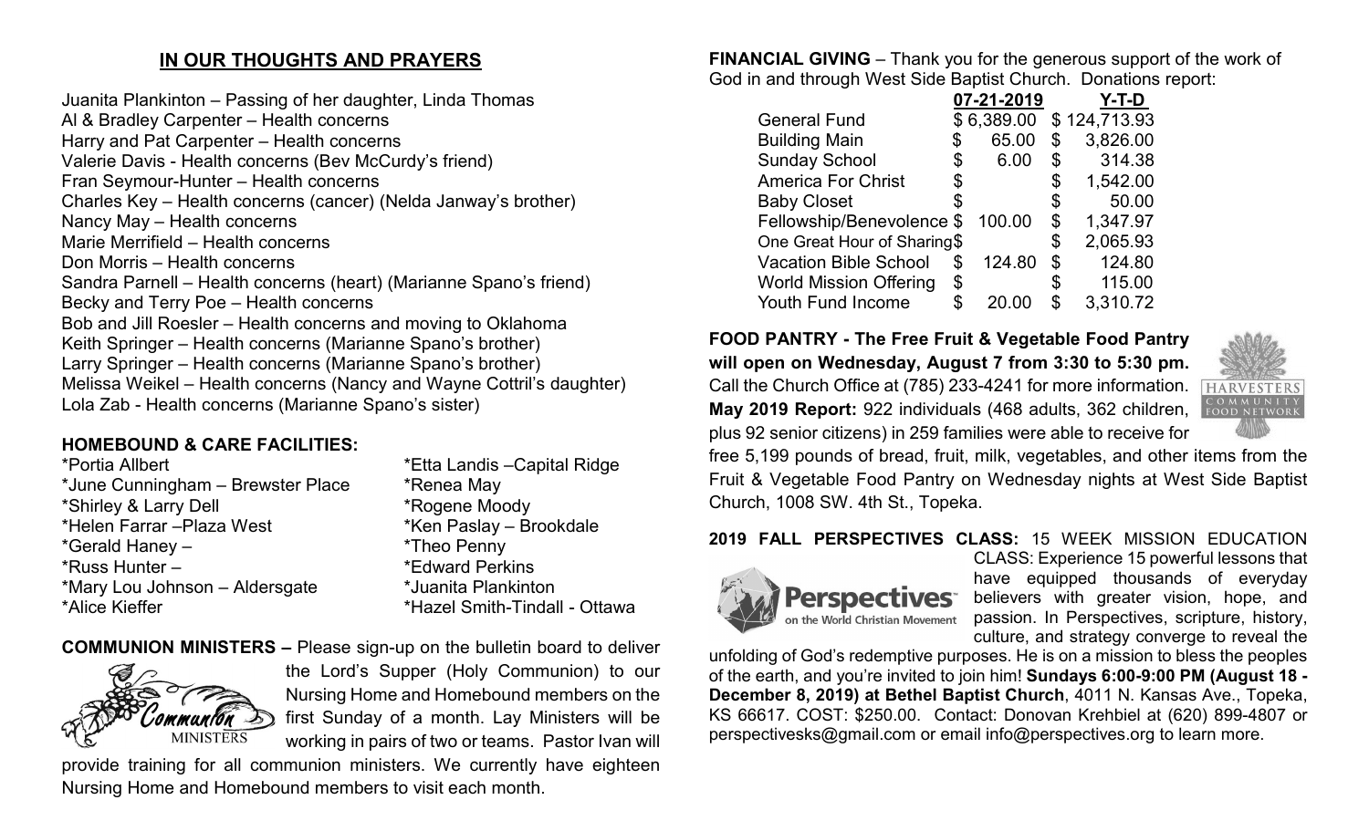## IN OUR THOUGHTS AND PRAYERS

Juanita Plankinton – Passing of her daughter, Linda Thomas
Al & Bradley Carpenter – Health concerns
Harry and Pat Carpenter – Health concerns
Valerie Davis - Health concerns (Bev McCurdy's friend)
Fran Seymour-Hunter – Health concerns
Charles Key – Health concerns (cancer) (Nelda Janway's brother)
Nancy May – Health concerns
Marie Merrifield – Health concerns
Don Morris – Health concerns
Sandra Parnell – Health concerns (heart) (Marianne Spano's friend)
Becky and Terry Poe – Health concerns
Bob and Jill Roesler – Health concerns and moving to Oklahoma
Keith Springer – Health concerns (Marianne Spano's brother)
Larry Springer – Health concerns (Marianne Spano's brother)
Melissa Weikel – Health concerns (Nancy and Wayne Cottril's daughter)
Lola Zab - Health concerns (Marianne Spano's sister)

### HOMEBOUND & CARE FACILITIES:

*Portia Allbert
*June Cunningham – Brewster Place
*Shirley & Larry Dell
*Helen Farrar –Plaza West
*Gerald Haney –
*Russ Hunter –
*Mary Lou Johnson – Aldersgate
*Alice Kieffer
*Etta Landis –Capital Ridge
*Renea May
*Rogene Moody
*Ken Paslay – Brookdale
*Theo Penny
*Edward Perkins
*Juanita Plankinton
*Hazel Smith-Tindall - Ottawa

**COMMUNION MINISTERS –** Please sign-up on the bulletin board to deliver the Lord's Supper (Holy Communion) to our Nursing Home and Homebound members on the first Sunday of a month. Lay Ministers will be working in pairs of two or teams. Pastor Ivan will provide training for all communion ministers. We currently have eighteen Nursing Home and Homebound members to visit each month.

**FINANCIAL GIVING** – Thank you for the generous support of the work of God in and through West Side Baptist Church. Donations report:

| | 07-21-2019 | Y-T-D |
|---|---|---|
| General Fund | $ 6,389.00 | $ 124,713.93 |
| Building Main | $ 65.00 | $ 3,826.00 |
| Sunday School | $ 6.00 | $ 314.38 |
| America For Christ | $ | $ 1,542.00 |
| Baby Closet | $ | $ 50.00 |
| Fellowship/Benevolence | $ 100.00 | $ 1,347.97 |
| One Great Hour of Sharing | $ | $ 2,065.93 |
| Vacation Bible School | $ 124.80 | $ 124.80 |
| World Mission Offering | $ | $ 115.00 |
| Youth Fund Income | $ 20.00 | $ 3,310.72 |

**FOOD PANTRY - The Free Fruit & Vegetable Food Pantry will open on Wednesday, August 7 from 3:30 to 5:30 pm.** Call the Church Office at (785) 233-4241 for more information. **May 2019 Report:** 922 individuals (468 adults, 362 children, plus 92 senior citizens) in 259 families were able to receive for free 5,199 pounds of bread, fruit, milk, vegetables, and other items from the Fruit & Vegetable Food Pantry on Wednesday nights at West Side Baptist Church, 1008 SW. 4th St., Topeka.

**2019 FALL PERSPECTIVES CLASS:** 15 WEEK MISSION EDUCATION CLASS: Experience 15 powerful lessons that have equipped thousands of everyday believers with greater vision, hope, and passion. In Perspectives, scripture, history, culture, and strategy converge to reveal the unfolding of God's redemptive purposes. He is on a mission to bless the peoples of the earth, and you're invited to join him! **Sundays 6:00-9:00 PM (August 18 - December 8, 2019) at Bethel Baptist Church**, 4011 N. Kansas Ave., Topeka, KS 66617. COST: $250.00. Contact: Donovan Krehbiel at (620) 899-4807 or perspectivesks@gmail.com or email info@perspectives.org to learn more.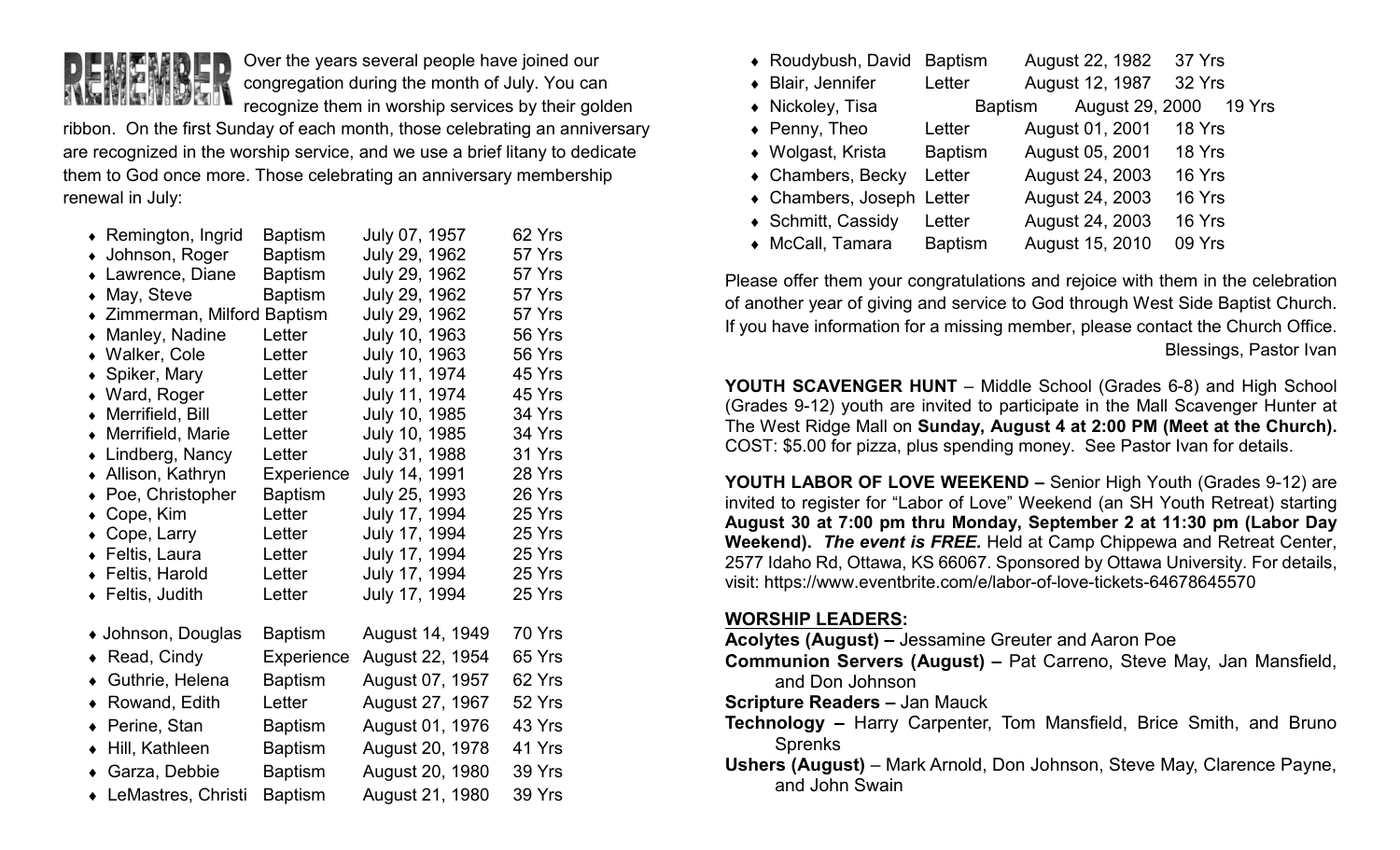**REMEMBER** Over the years several people have joined our congregation during the month of July. You can recognize them in worship services by their golden ribbon. On the first Sunday of each month, those celebrating an anniversary are recognized in the worship service, and we use a brief litany to dedicate them to God once more. Those celebrating an anniversary membership renewal in July:

| | | | |
|---|---|---|---|
| ♦ Remington, Ingrid | Baptism | July 07, 1957 | 62 Yrs |
| ♦ Johnson, Roger | Baptism | July 29, 1962 | 57 Yrs |
| ♦ Lawrence, Diane | Baptism | July 29, 1962 | 57 Yrs |
| ♦ May, Steve | Baptism | July 29, 1962 | 57 Yrs |
| ♦ Zimmerman, Milford | Baptism | July 29, 1962 | 57 Yrs |
| ♦ Manley, Nadine | Letter | July 10, 1963 | 56 Yrs |
| ♦ Walker, Cole | Letter | July 10, 1963 | 56 Yrs |
| ♦ Spiker, Mary | Letter | July 11, 1974 | 45 Yrs |
| ♦ Ward, Roger | Letter | July 11, 1974 | 45 Yrs |
| ♦ Merrifield, Bill | Letter | July 10, 1985 | 34 Yrs |
| ♦ Merrifield, Marie | Letter | July 10, 1985 | 34 Yrs |
| ♦ Lindberg, Nancy | Letter | July 31, 1988 | 31 Yrs |
| ♦ Allison, Kathryn | Experience | July 14, 1991 | 28 Yrs |
| ♦ Poe, Christopher | Baptism | July 25, 1993 | 26 Yrs |
| ♦ Cope, Kim | Letter | July 17, 1994 | 25 Yrs |
| ♦ Cope, Larry | Letter | July 17, 1994 | 25 Yrs |
| ♦ Feltis, Laura | Letter | July 17, 1994 | 25 Yrs |
| ♦ Feltis, Harold | Letter | July 17, 1994 | 25 Yrs |
| ♦ Feltis, Judith | Letter | July 17, 1994 | 25 Yrs |

| | | | |
|---|---|---|---|
| ♦ Johnson, Douglas | Baptism | August 14, 1949 | 70 Yrs |
| ♦ Read, Cindy | Experience | August 22, 1954 | 65 Yrs |
| ♦ Guthrie, Helena | Baptism | August 07, 1957 | 62 Yrs |
| ♦ Rowand, Edith | Letter | August 27, 1967 | 52 Yrs |
| ♦ Perine, Stan | Baptism | August 01, 1976 | 43 Yrs |
| ♦ Hill, Kathleen | Baptism | August 20, 1978 | 41 Yrs |
| ♦ Garza, Debbie | Baptism | August 20, 1980 | 39 Yrs |
| ♦ LeMastres, Christi | Baptism | August 21, 1980 | 39 Yrs |
| ♦ Roudybush, David | Baptism | August 22, 1982 | 37 Yrs |
| ♦ Blair, Jennifer | Letter | August 12, 1987 | 32 Yrs |
| ♦ Nickoley, Tisa | Baptism | August 29, 2000 | 19 Yrs |
| ♦ Penny, Theo | Letter | August 01, 2001 | 18 Yrs |
| ♦ Wolgast, Krista | Baptism | August 05, 2001 | 18 Yrs |
| ♦ Chambers, Becky | Letter | August 24, 2003 | 16 Yrs |
| ♦ Chambers, Joseph | Letter | August 24, 2003 | 16 Yrs |
| ♦ Schmitt, Cassidy | Letter | August 24, 2003 | 16 Yrs |
| ♦ McCall, Tamara | Baptism | August 15, 2010 | 09 Yrs |

Please offer them your congratulations and rejoice with them in the celebration of another year of giving and service to God through West Side Baptist Church. If you have information for a missing member, please contact the Church Office.

Blessings, Pastor Ivan

**YOUTH SCAVENGER HUNT** – Middle School (Grades 6-8) and High School (Grades 9-12) youth are invited to participate in the Mall Scavenger Hunter at The West Ridge Mall on **Sunday, August 4 at 2:00 PM (Meet at the Church).** COST: $5.00 for pizza, plus spending money. See Pastor Ivan for details.

**YOUTH LABOR OF LOVE WEEKEND –** Senior High Youth (Grades 9-12) are invited to register for "Labor of Love" Weekend (an SH Youth Retreat) starting **August 30 at 7:00 pm thru Monday, September 2 at 11:30 pm (Labor Day Weekend).** ***The event is FREE.*** Held at Camp Chippewa and Retreat Center, 2577 Idaho Rd, Ottawa, KS 66067. Sponsored by Ottawa University. For details, visit: https://www.eventbrite.com/e/labor-of-love-tickets-64678645570

**WORSHIP LEADERS:**

**Acolytes (August) –** Jessamine Greuter and Aaron Poe

**Communion Servers (August) –** Pat Carreno, Steve May, Jan Mansfield, and Don Johnson

**Scripture Readers –** Jan Mauck

**Technology –** Harry Carpenter, Tom Mansfield, Brice Smith, and Bruno Sprenks

**Ushers (August)** – Mark Arnold, Don Johnson, Steve May, Clarence Payne, and John Swain